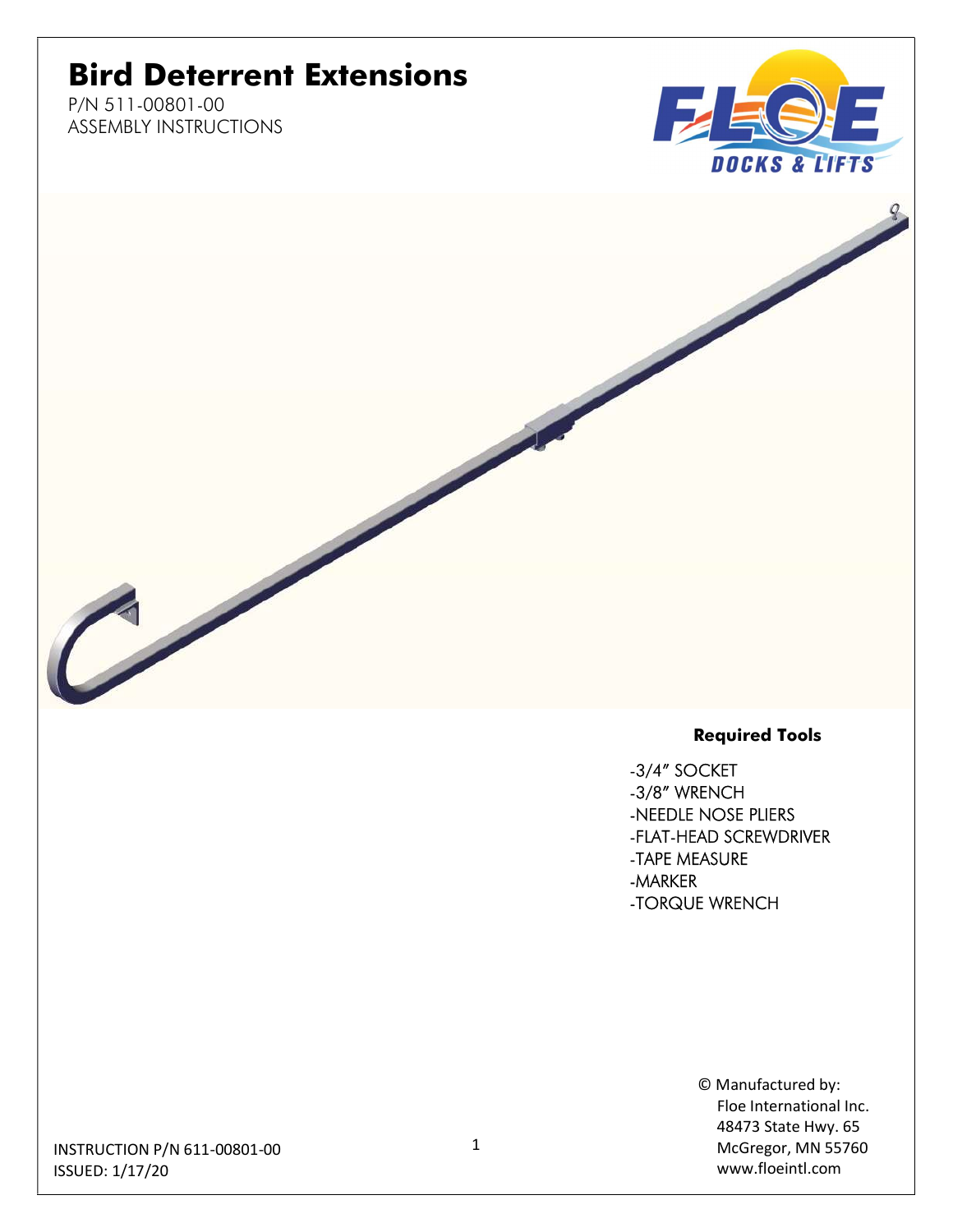# Bird Deterrent Extensions

P/N 511-00801-00
ASSEMBLY INSTRUCTIONS

### Required Tools

- -3/4" SOCKET
- -3/8" WRENCH
- -NEEDLE NOSE PLIERS
- -FLAT-HEAD SCREWDRIVER
- -TAPE MEASURE
- -MARKER
- -TORQUE WRENCH

© Manufactured by:
Floe International Inc.
48473 State Hwy. 65
McGregor, MN 55760
www.floeintl.com

INSTRUCTION P/N 611-00801-00
ISSUED: 1/17/20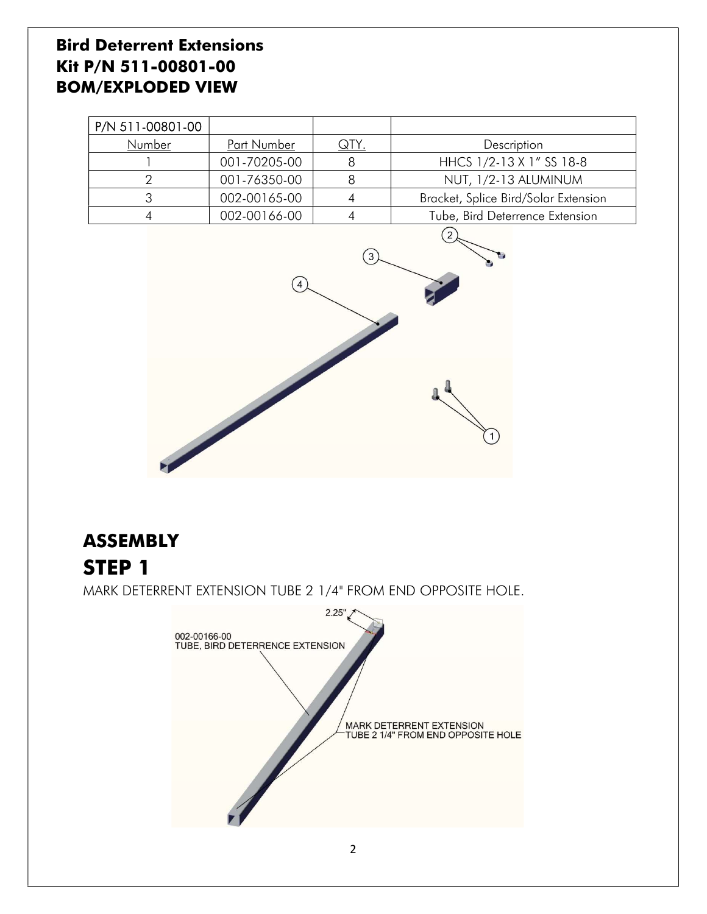# Bird Deterrent Extensions
# Kit P/N 511-00801-00
# BOM/EXPLODED VIEW

| P/N 511-00801-00 | | | |
|---|---|---|---|
| Number | Part Number | QTY. | Description |
| 1 | 001-70205-00 | 8 | HHCS 1/2-13 X 1" SS 18-8 |
| 2 | 001-76350-00 | 8 | NUT, 1/2-13 ALUMINUM |
| 3 | 002-00165-00 | 4 | Bracket, Splice Bird/Solar Extension |
| 4 | 002-00166-00 | 4 | Tube, Bird Deterrence Extension |

# ASSEMBLY

# STEP 1

MARK DETERRENT EXTENSION TUBE 2 1/4" FROM END OPPOSITE HOLE.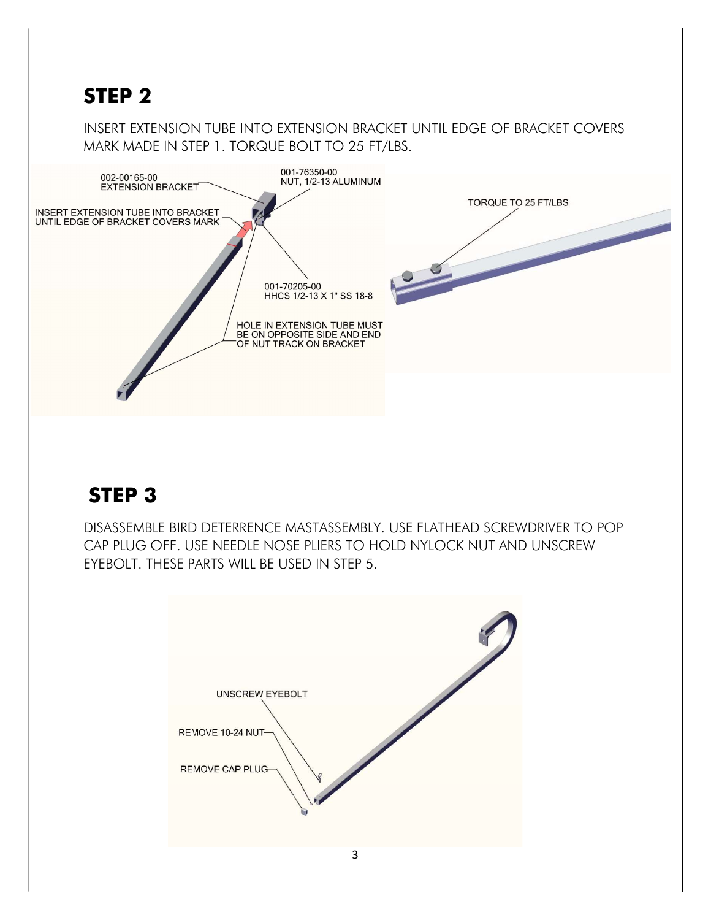## STEP 2

INSERT EXTENSION TUBE INTO EXTENSION BRACKET UNTIL EDGE OF BRACKET COVERS MARK MADE IN STEP 1. TORQUE BOLT TO 25 FT/LBS.

002-00165-00
EXTENSION BRACKET

001-76350-00
NUT, 1/2-13 ALUMINUM

INSERT EXTENSION TUBE INTO BRACKET UNTIL EDGE OF BRACKET COVERS MARK

001-70205-00
HHCS 1/2-13 X 1" SS 18-8

HOLE IN EXTENSION TUBE MUST BE ON OPPOSITE SIDE AND END OF NUT TRACK ON BRACKET

TORQUE TO 25 FT/LBS

## STEP 3

DISASSEMBLE BIRD DETERRENCE MASTASSEMBLY. USE FLATHEAD SCREWDRIVER TO POP CAP PLUG OFF. USE NEEDLE NOSE PLIERS TO HOLD NYLOCK NUT AND UNSCREW EYEBOLT. THESE PARTS WILL BE USED IN STEP 5.

UNSCREW EYEBOLT

REMOVE 10-24 NUT

REMOVE CAP PLUG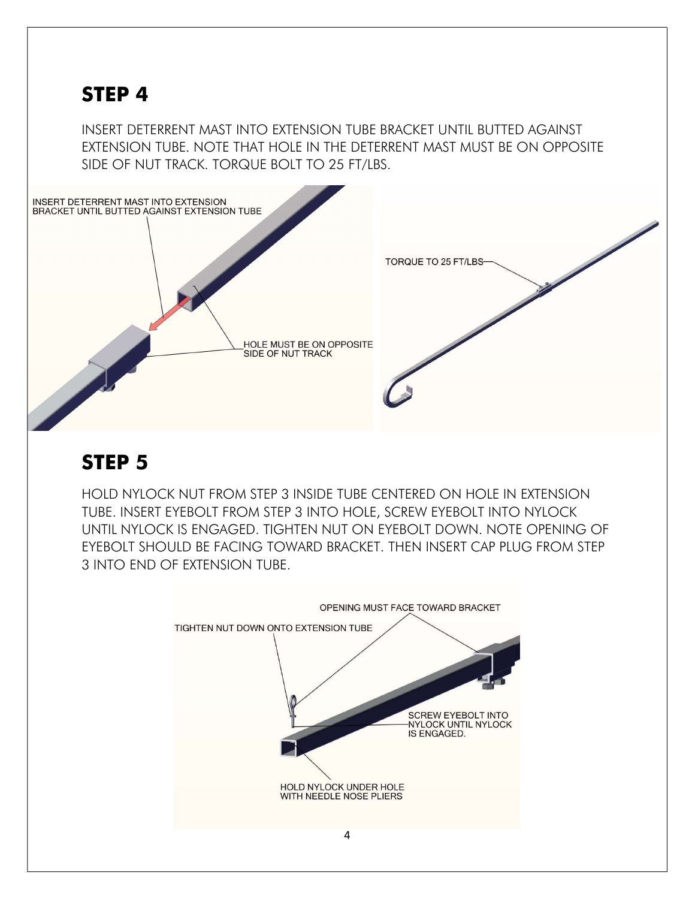## STEP 4

INSERT DETERRENT MAST INTO EXTENSION TUBE BRACKET UNTIL BUTTED AGAINST EXTENSION TUBE. NOTE THAT HOLE IN THE DETERRENT MAST MUST BE ON OPPOSITE SIDE OF NUT TRACK. TORQUE BOLT TO 25 FT/LBS.

INSERT DETERRENT MAST INTO EXTENSION BRACKET UNTIL BUTTED AGAINST EXTENSION TUBE

HOLE MUST BE ON OPPOSITE SIDE OF NUT TRACK

TORQUE TO 25 FT/LBS

## STEP 5

HOLD NYLOCK NUT FROM STEP 3 INSIDE TUBE CENTERED ON HOLE IN EXTENSION TUBE. INSERT EYEBOLT FROM STEP 3 INTO HOLE, SCREW EYEBOLT INTO NYLOCK UNTIL NYLOCK IS ENGAGED. TIGHTEN NUT ON EYEBOLT DOWN. NOTE OPENING OF EYEBOLT SHOULD BE FACING TOWARD BRACKET. THEN INSERT CAP PLUG FROM STEP 3 INTO END OF EXTENSION TUBE.

OPENING MUST FACE TOWARD BRACKET

TIGHTEN NUT DOWN ONTO EXTENSION TUBE

SCREW EYEBOLT INTO NYLOCK UNTIL NYLOCK IS ENGAGED.

HOLD NYLOCK UNDER HOLE WITH NEEDLE NOSE PLIERS